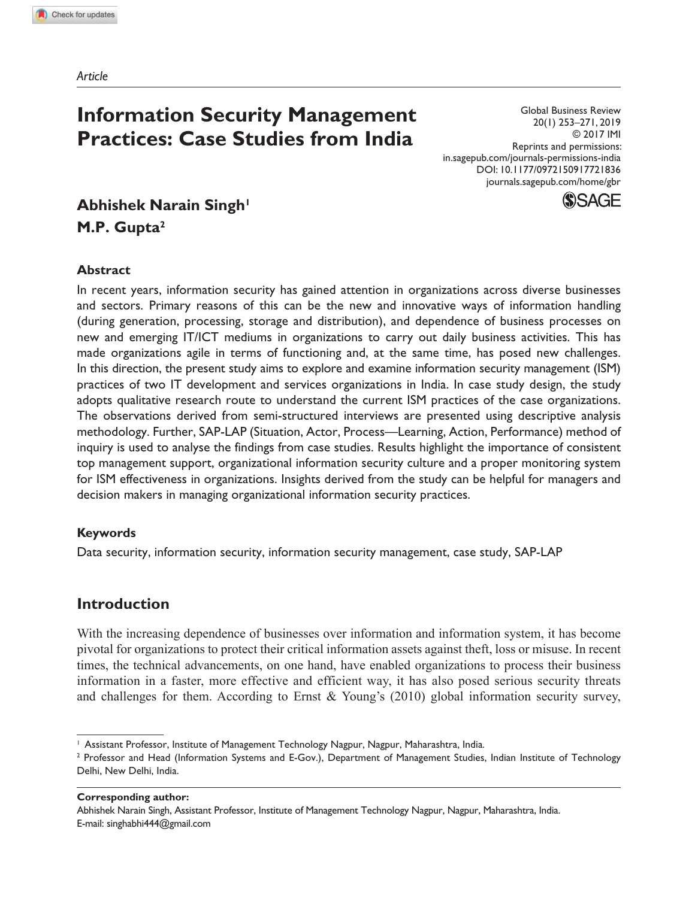*Article*

# Information Security Management Practices: Case Studies from India

Global Business Review
20(1) 253–271, 2019
© 2017 IMI
Reprints and permissions:
in.sagepub.com/journals-permissions-india
DOI: 10.1177/0972150917721836
journals.sagepub.com/home/gbr

**Abhishek Narain Singh**[1]
**M.P. Gupta**[2]

## Abstract

In recent years, information security has gained attention in organizations across diverse businesses and sectors. Primary reasons of this can be the new and innovative ways of information handling (during generation, processing, storage and distribution), and dependence of business processes on new and emerging IT/ICT mediums in organizations to carry out daily business activities. This has made organizations agile in terms of functioning and, at the same time, has posed new challenges. In this direction, the present study aims to explore and examine information security management (ISM) practices of two IT development and services organizations in India. In case study design, the study adopts qualitative research route to understand the current ISM practices of the case organizations. The observations derived from semi-structured interviews are presented using descriptive analysis methodology. Further, SAP-LAP (Situation, Actor, Process—Learning, Action, Performance) method of inquiry is used to analyse the findings from case studies. Results highlight the importance of consistent top management support, organizational information security culture and a proper monitoring system for ISM effectiveness in organizations. Insights derived from the study can be helpful for managers and decision makers in managing organizational information security practices.

## Keywords

Data security, information security, information security management, case study, SAP-LAP

## Introduction

With the increasing dependence of businesses over information and information system, it has become pivotal for organizations to protect their critical information assets against theft, loss or misuse. In recent times, the technical advancements, on one hand, have enabled organizations to process their business information in a faster, more effective and efficient way, it has also posed serious security threats and challenges for them. According to Ernst & Young's (2010) global information security survey,

[1] Assistant Professor, Institute of Management Technology Nagpur, Nagpur, Maharashtra, India.
[2] Professor and Head (Information Systems and E-Gov.), Department of Management Studies, Indian Institute of Technology Delhi, New Delhi, India.

**Corresponding author:**
Abhishek Narain Singh, Assistant Professor, Institute of Management Technology Nagpur, Nagpur, Maharashtra, India.
E-mail: singhabhi444@gmail.com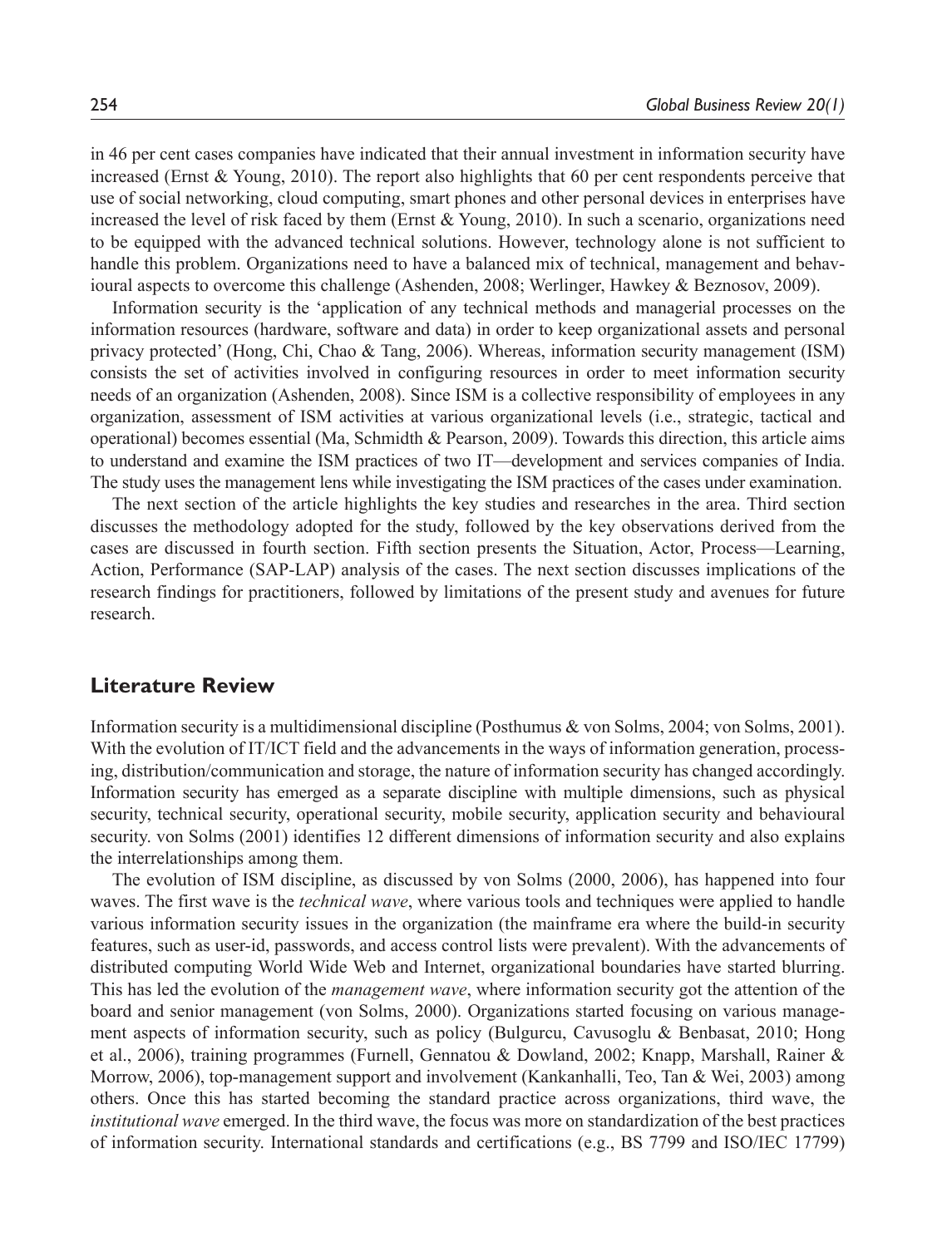in 46 per cent cases companies have indicated that their annual investment in information security have increased (Ernst & Young, 2010). The report also highlights that 60 per cent respondents perceive that use of social networking, cloud computing, smart phones and other personal devices in enterprises have increased the level of risk faced by them (Ernst & Young, 2010). In such a scenario, organizations need to be equipped with the advanced technical solutions. However, technology alone is not sufficient to handle this problem. Organizations need to have a balanced mix of technical, management and behavioural aspects to overcome this challenge (Ashenden, 2008; Werlinger, Hawkey & Beznosov, 2009).

Information security is the 'application of any technical methods and managerial processes on the information resources (hardware, software and data) in order to keep organizational assets and personal privacy protected' (Hong, Chi, Chao & Tang, 2006). Whereas, information security management (ISM) consists the set of activities involved in configuring resources in order to meet information security needs of an organization (Ashenden, 2008). Since ISM is a collective responsibility of employees in any organization, assessment of ISM activities at various organizational levels (i.e., strategic, tactical and operational) becomes essential (Ma, Schmidth & Pearson, 2009). Towards this direction, this article aims to understand and examine the ISM practices of two IT—development and services companies of India. The study uses the management lens while investigating the ISM practices of the cases under examination.

The next section of the article highlights the key studies and researches in the area. Third section discusses the methodology adopted for the study, followed by the key observations derived from the cases are discussed in fourth section. Fifth section presents the Situation, Actor, Process—Learning, Action, Performance (SAP-LAP) analysis of the cases. The next section discusses implications of the research findings for practitioners, followed by limitations of the present study and avenues for future research.

## Literature Review

Information security is a multidimensional discipline (Posthumus & von Solms, 2004; von Solms, 2001). With the evolution of IT/ICT field and the advancements in the ways of information generation, processing, distribution/communication and storage, the nature of information security has changed accordingly. Information security has emerged as a separate discipline with multiple dimensions, such as physical security, technical security, operational security, mobile security, application security and behavioural security. von Solms (2001) identifies 12 different dimensions of information security and also explains the interrelationships among them.

The evolution of ISM discipline, as discussed by von Solms (2000, 2006), has happened into four waves. The first wave is the *technical wave*, where various tools and techniques were applied to handle various information security issues in the organization (the mainframe era where the build-in security features, such as user-id, passwords, and access control lists were prevalent). With the advancements of distributed computing World Wide Web and Internet, organizational boundaries have started blurring. This has led the evolution of the *management wave*, where information security got the attention of the board and senior management (von Solms, 2000). Organizations started focusing on various management aspects of information security, such as policy (Bulgurcu, Cavusoglu & Benbasat, 2010; Hong et al., 2006), training programmes (Furnell, Gennatou & Dowland, 2002; Knapp, Marshall, Rainer & Morrow, 2006), top-management support and involvement (Kankanhalli, Teo, Tan & Wei, 2003) among others. Once this has started becoming the standard practice across organizations, third wave, the *institutional wave* emerged. In the third wave, the focus was more on standardization of the best practices of information security. International standards and certifications (e.g., BS 7799 and ISO/IEC 17799)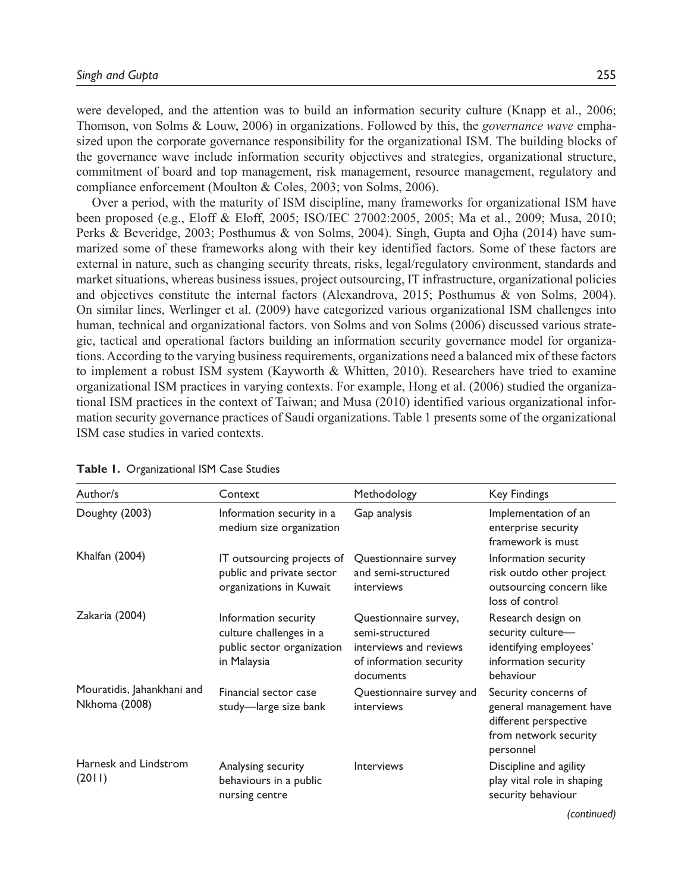were developed, and the attention was to build an information security culture (Knapp et al., 2006; Thomson, von Solms & Louw, 2006) in organizations. Followed by this, the *governance wave* emphasized upon the corporate governance responsibility for the organizational ISM. The building blocks of the governance wave include information security objectives and strategies, organizational structure, commitment of board and top management, risk management, resource management, regulatory and compliance enforcement (Moulton & Coles, 2003; von Solms, 2006).

Over a period, with the maturity of ISM discipline, many frameworks for organizational ISM have been proposed (e.g., Eloff & Eloff, 2005; ISO/IEC 27002:2005, 2005; Ma et al., 2009; Musa, 2010; Perks & Beveridge, 2003; Posthumus & von Solms, 2004). Singh, Gupta and Ojha (2014) have summarized some of these frameworks along with their key identified factors. Some of these factors are external in nature, such as changing security threats, risks, legal/regulatory environment, standards and market situations, whereas business issues, project outsourcing, IT infrastructure, organizational policies and objectives constitute the internal factors (Alexandrova, 2015; Posthumus & von Solms, 2004). On similar lines, Werlinger et al. (2009) have categorized various organizational ISM challenges into human, technical and organizational factors. von Solms and von Solms (2006) discussed various strategic, tactical and operational factors building an information security governance model for organizations. According to the varying business requirements, organizations need a balanced mix of these factors to implement a robust ISM system (Kayworth & Whitten, 2010). Researchers have tried to examine organizational ISM practices in varying contexts. For example, Hong et al. (2006) studied the organizational ISM practices in the context of Taiwan; and Musa (2010) identified various organizational information security governance practices of Saudi organizations. Table 1 presents some of the organizational ISM case studies in varied contexts.

**Table 1.** Organizational ISM Case Studies

| Author/s | Context | Methodology | Key Findings |
|---|---|---|---|
| Doughty (2003) | Information security in a medium size organization | Gap analysis | Implementation of an enterprise security framework is must |
| Khalfan (2004) | IT outsourcing projects of public and private sector organizations in Kuwait | Questionnaire survey and semi-structured interviews | Information security risk outdo other project outsourcing concern like loss of control |
| Zakaria (2004) | Information security culture challenges in a public sector organization in Malaysia | Questionnaire survey, semi-structured interviews and reviews of information security documents | Research design on security culture—identifying employees' information security behaviour |
| Mouratidis, Jahankhani and Nkhoma (2008) | Financial sector case study—large size bank | Questionnaire survey and interviews | Security concerns of general management have different perspective from network security personnel |
| Harnesk and Lindstrom (2011) | Analysing security behaviours in a public nursing centre | Interviews | Discipline and agility play vital role in shaping security behaviour |

*(continued)*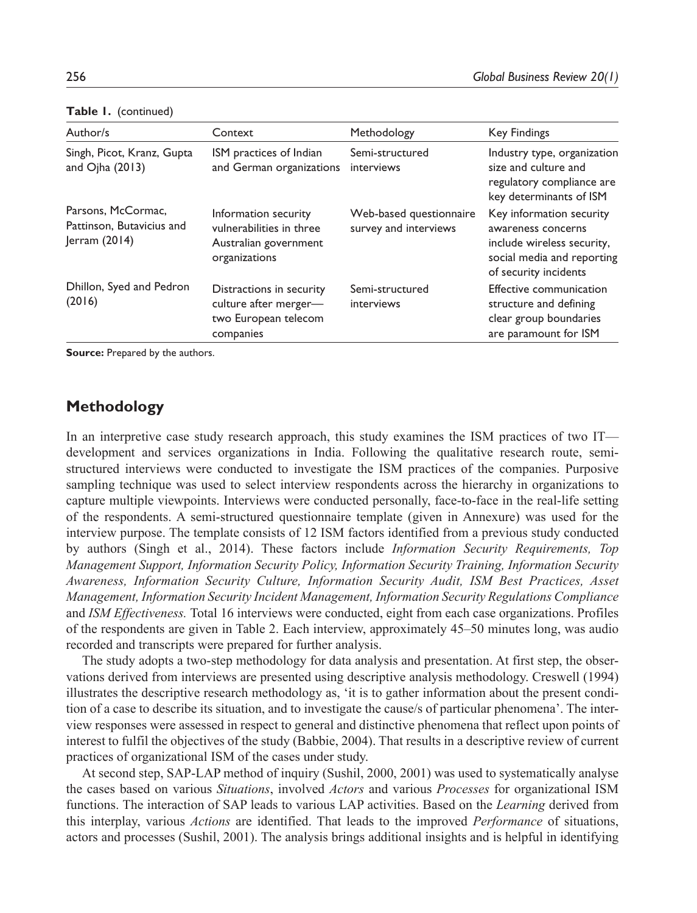**Table 1.** (continued)

| Author/s | Context | Methodology | Key Findings |
|---|---|---|---|
| Singh, Picot, Kranz, Gupta and Ojha (2013) | ISM practices of Indian and German organizations | Semi-structured interviews | Industry type, organization size and culture and regulatory compliance are key determinants of ISM |
| Parsons, McCormac, Pattinson, Butavicius and Jerram (2014) | Information security vulnerabilities in three Australian government organizations | Web-based questionnaire survey and interviews | Key information security awareness concerns include wireless security, social media and reporting of security incidents |
| Dhillon, Syed and Pedron (2016) | Distractions in security culture after merger—two European telecom companies | Semi-structured interviews | Effective communication structure and defining clear group boundaries are paramount for ISM |

**Source:** Prepared by the authors.

## Methodology

In an interpretive case study research approach, this study examines the ISM practices of two IT—development and services organizations in India. Following the qualitative research route, semi-structured interviews were conducted to investigate the ISM practices of the companies. Purposive sampling technique was used to select interview respondents across the hierarchy in organizations to capture multiple viewpoints. Interviews were conducted personally, face-to-face in the real-life setting of the respondents. A semi-structured questionnaire template (given in Annexure) was used for the interview purpose. The template consists of 12 ISM factors identified from a previous study conducted by authors (Singh et al., 2014). These factors include *Information Security Requirements, Top Management Support, Information Security Policy, Information Security Training, Information Security Awareness, Information Security Culture, Information Security Audit, ISM Best Practices, Asset Management, Information Security Incident Management, Information Security Regulations Compliance* and *ISM Effectiveness.* Total 16 interviews were conducted, eight from each case organizations. Profiles of the respondents are given in Table 2. Each interview, approximately 45–50 minutes long, was audio recorded and transcripts were prepared for further analysis.

The study adopts a two-step methodology for data analysis and presentation. At first step, the observations derived from interviews are presented using descriptive analysis methodology. Creswell (1994) illustrates the descriptive research methodology as, 'it is to gather information about the present condition of a case to describe its situation, and to investigate the cause/s of particular phenomena'. The interview responses were assessed in respect to general and distinctive phenomena that reflect upon points of interest to fulfil the objectives of the study (Babbie, 2004). That results in a descriptive review of current practices of organizational ISM of the cases under study.

At second step, SAP-LAP method of inquiry (Sushil, 2000, 2001) was used to systematically analyse the cases based on various *Situations*, involved *Actors* and various *Processes* for organizational ISM functions. The interaction of SAP leads to various LAP activities. Based on the *Learning* derived from this interplay, various *Actions* are identified. That leads to the improved *Performance* of situations, actors and processes (Sushil, 2001). The analysis brings additional insights and is helpful in identifying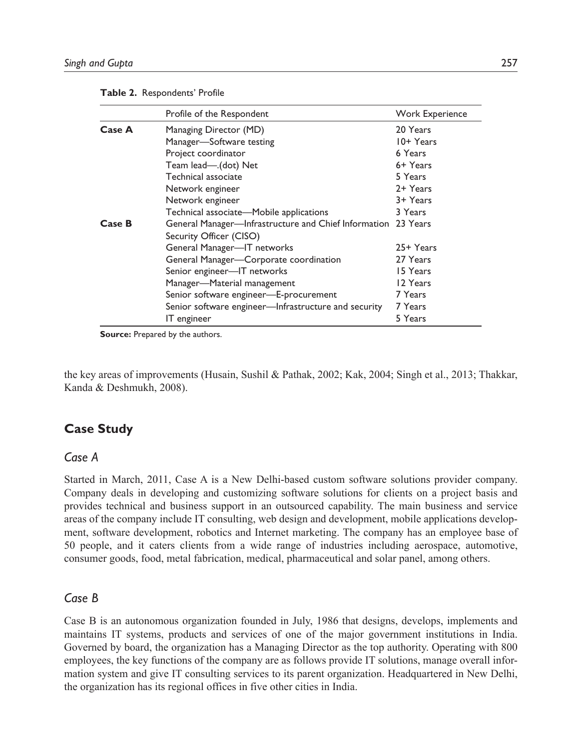**Table 2.** Respondents' Profile

| | Profile of the Respondent | Work Experience |
|---|---|---|
| **Case A** | Managing Director (MD) | 20 Years |
| | Manager—Software testing | 10+ Years |
| | Project coordinator | 6 Years |
| | Team lead—.(dot) Net | 6+ Years |
| | Technical associate | 5 Years |
| | Network engineer | 2+ Years |
| | Network engineer | 3+ Years |
| | Technical associate—Mobile applications | 3 Years |
| **Case B** | General Manager—Infrastructure and Chief Information Security Officer (CISO) | 23 Years |
| | General Manager—IT networks | 25+ Years |
| | General Manager—Corporate coordination | 27 Years |
| | Senior engineer—IT networks | 15 Years |
| | Manager—Material management | 12 Years |
| | Senior software engineer—E-procurement | 7 Years |
| | Senior software engineer—Infrastructure and security | 7 Years |
| | IT engineer | 5 Years |

**Source:** Prepared by the authors.

the key areas of improvements (Husain, Sushil & Pathak, 2002; Kak, 2004; Singh et al., 2013; Thakkar, Kanda & Deshmukh, 2008).

## Case Study

### *Case A*

Started in March, 2011, Case A is a New Delhi-based custom software solutions provider company. Company deals in developing and customizing software solutions for clients on a project basis and provides technical and business support in an outsourced capability. The main business and service areas of the company include IT consulting, web design and development, mobile applications development, software development, robotics and Internet marketing. The company has an employee base of 50 people, and it caters clients from a wide range of industries including aerospace, automotive, consumer goods, food, metal fabrication, medical, pharmaceutical and solar panel, among others.

### *Case B*

Case B is an autonomous organization founded in July, 1986 that designs, develops, implements and maintains IT systems, products and services of one of the major government institutions in India. Governed by board, the organization has a Managing Director as the top authority. Operating with 800 employees, the key functions of the company are as follows provide IT solutions, manage overall information system and give IT consulting services to its parent organization. Headquartered in New Delhi, the organization has its regional offices in five other cities in India.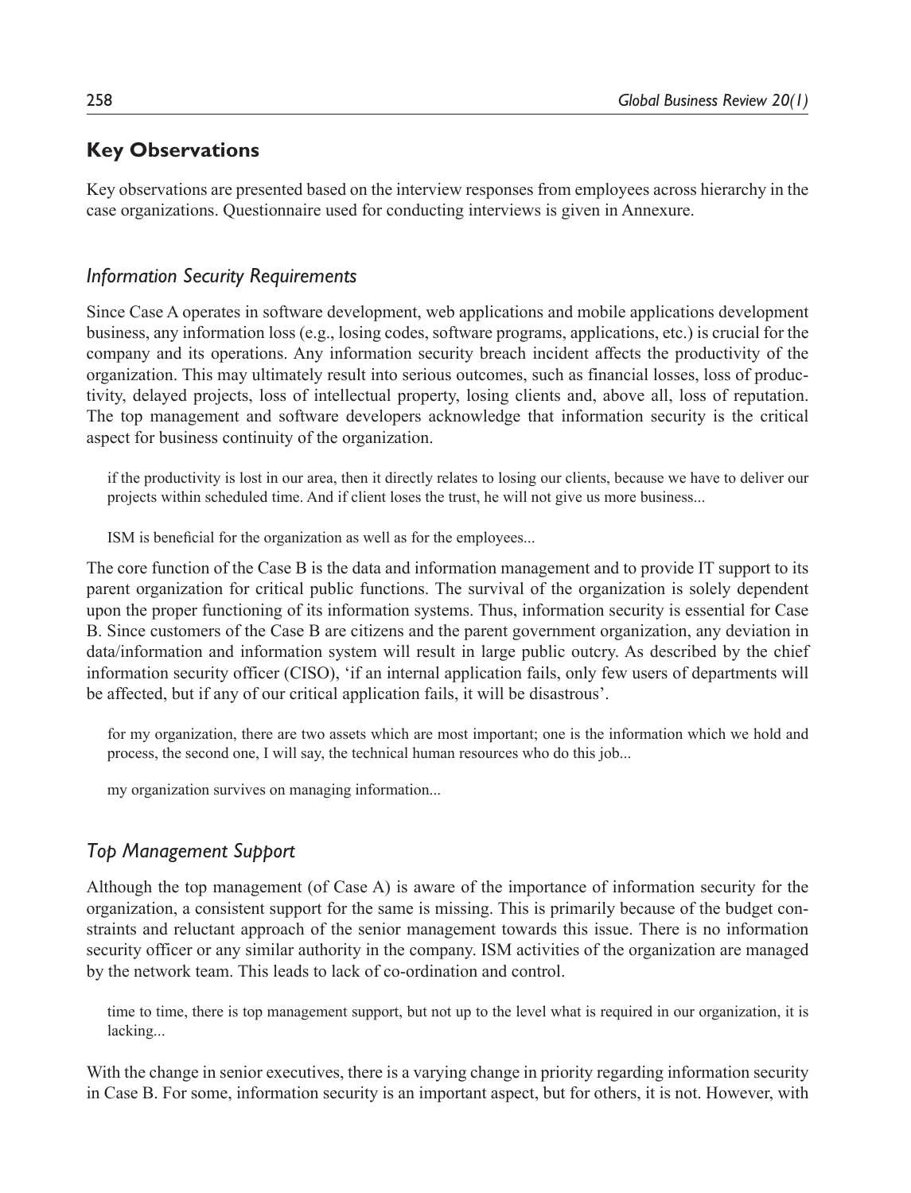## Key Observations

Key observations are presented based on the interview responses from employees across hierarchy in the case organizations. Questionnaire used for conducting interviews is given in Annexure.

### *Information Security Requirements*

Since Case A operates in software development, web applications and mobile applications development business, any information loss (e.g., losing codes, software programs, applications, etc.) is crucial for the company and its operations. Any information security breach incident affects the productivity of the organization. This may ultimately result into serious outcomes, such as financial losses, loss of productivity, delayed projects, loss of intellectual property, losing clients and, above all, loss of reputation. The top management and software developers acknowledge that information security is the critical aspect for business continuity of the organization.

> if the productivity is lost in our area, then it directly relates to losing our clients, because we have to deliver our projects within scheduled time. And if client loses the trust, he will not give us more business...

> ISM is beneficial for the organization as well as for the employees...

The core function of the Case B is the data and information management and to provide IT support to its parent organization for critical public functions. The survival of the organization is solely dependent upon the proper functioning of its information systems. Thus, information security is essential for Case B. Since customers of the Case B are citizens and the parent government organization, any deviation in data/information and information system will result in large public outcry. As described by the chief information security officer (CISO), 'if an internal application fails, only few users of departments will be affected, but if any of our critical application fails, it will be disastrous'.

> for my organization, there are two assets which are most important; one is the information which we hold and process, the second one, I will say, the technical human resources who do this job...

> my organization survives on managing information...

### *Top Management Support*

Although the top management (of Case A) is aware of the importance of information security for the organization, a consistent support for the same is missing. This is primarily because of the budget constraints and reluctant approach of the senior management towards this issue. There is no information security officer or any similar authority in the company. ISM activities of the organization are managed by the network team. This leads to lack of co-ordination and control.

> time to time, there is top management support, but not up to the level what is required in our organization, it is lacking...

With the change in senior executives, there is a varying change in priority regarding information security in Case B. For some, information security is an important aspect, but for others, it is not. However, with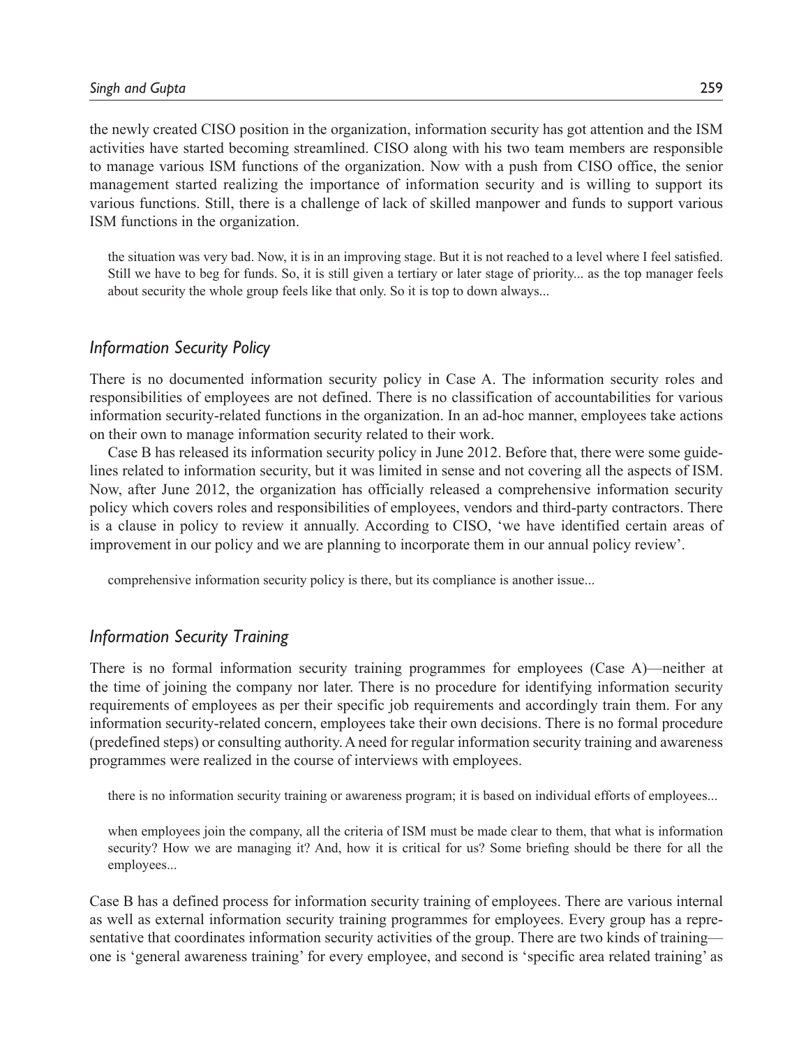the newly created CISO position in the organization, information security has got attention and the ISM activities have started becoming streamlined. CISO along with his two team members are responsible to manage various ISM functions of the organization. Now with a push from CISO office, the senior management started realizing the importance of information security and is willing to support its various functions. Still, there is a challenge of lack of skilled manpower and funds to support various ISM functions in the organization.

> the situation was very bad. Now, it is in an improving stage. But it is not reached to a level where I feel satisfied. Still we have to beg for funds. So, it is still given a tertiary or later stage of priority... as the top manager feels about security the whole group feels like that only. So it is top to down always...

### *Information Security Policy*

There is no documented information security policy in Case A. The information security roles and responsibilities of employees are not defined. There is no classification of accountabilities for various information security-related functions in the organization. In an ad-hoc manner, employees take actions on their own to manage information security related to their work.

Case B has released its information security policy in June 2012. Before that, there were some guidelines related to information security, but it was limited in sense and not covering all the aspects of ISM. Now, after June 2012, the organization has officially released a comprehensive information security policy which covers roles and responsibilities of employees, vendors and third-party contractors. There is a clause in policy to review it annually. According to CISO, 'we have identified certain areas of improvement in our policy and we are planning to incorporate them in our annual policy review'.

> comprehensive information security policy is there, but its compliance is another issue...

### *Information Security Training*

There is no formal information security training programmes for employees (Case A)—neither at the time of joining the company nor later. There is no procedure for identifying information security requirements of employees as per their specific job requirements and accordingly train them. For any information security-related concern, employees take their own decisions. There is no formal procedure (predefined steps) or consulting authority. A need for regular information security training and awareness programmes were realized in the course of interviews with employees.

> there is no information security training or awareness program; it is based on individual efforts of employees...

> when employees join the company, all the criteria of ISM must be made clear to them, that what is information security? How we are managing it? And, how it is critical for us? Some briefing should be there for all the employees...

Case B has a defined process for information security training of employees. There are various internal as well as external information security training programmes for employees. Every group has a representative that coordinates information security activities of the group. There are two kinds of training—one is 'general awareness training' for every employee, and second is 'specific area related training' as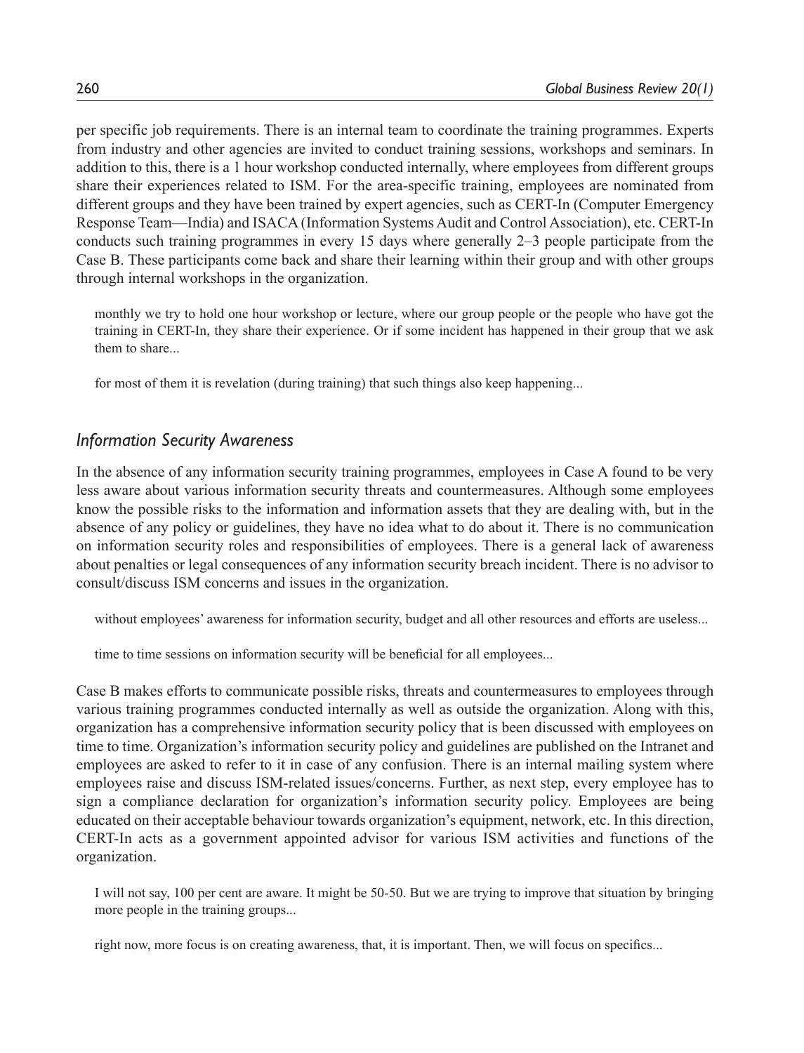per specific job requirements. There is an internal team to coordinate the training programmes. Experts from industry and other agencies are invited to conduct training sessions, workshops and seminars. In addition to this, there is a 1 hour workshop conducted internally, where employees from different groups share their experiences related to ISM. For the area-specific training, employees are nominated from different groups and they have been trained by expert agencies, such as CERT-In (Computer Emergency Response Team—India) and ISACA (Information Systems Audit and Control Association), etc. CERT-In conducts such training programmes in every 15 days where generally 2–3 people participate from the Case B. These participants come back and share their learning within their group and with other groups through internal workshops in the organization.

> monthly we try to hold one hour workshop or lecture, where our group people or the people who have got the training in CERT-In, they share their experience. Or if some incident has happened in their group that we ask them to share...

> for most of them it is revelation (during training) that such things also keep happening...

### *Information Security Awareness*

In the absence of any information security training programmes, employees in Case A found to be very less aware about various information security threats and countermeasures. Although some employees know the possible risks to the information and information assets that they are dealing with, but in the absence of any policy or guidelines, they have no idea what to do about it. There is no communication on information security roles and responsibilities of employees. There is a general lack of awareness about penalties or legal consequences of any information security breach incident. There is no advisor to consult/discuss ISM concerns and issues in the organization.

> without employees' awareness for information security, budget and all other resources and efforts are useless...

> time to time sessions on information security will be beneficial for all employees...

Case B makes efforts to communicate possible risks, threats and countermeasures to employees through various training programmes conducted internally as well as outside the organization. Along with this, organization has a comprehensive information security policy that is been discussed with employees on time to time. Organization's information security policy and guidelines are published on the Intranet and employees are asked to refer to it in case of any confusion. There is an internal mailing system where employees raise and discuss ISM-related issues/concerns. Further, as next step, every employee has to sign a compliance declaration for organization's information security policy. Employees are being educated on their acceptable behaviour towards organization's equipment, network, etc. In this direction, CERT-In acts as a government appointed advisor for various ISM activities and functions of the organization.

> I will not say, 100 per cent are aware. It might be 50-50. But we are trying to improve that situation by bringing more people in the training groups...

> right now, more focus is on creating awareness, that, it is important. Then, we will focus on specifics...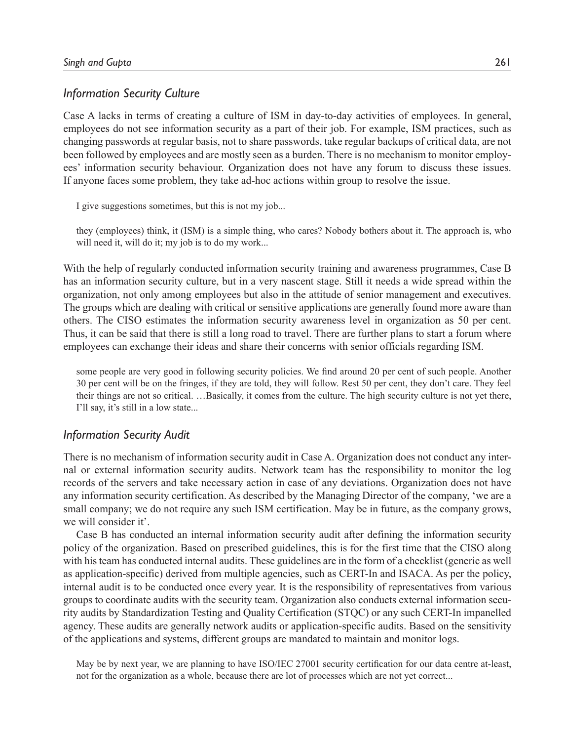### *Information Security Culture*

Case A lacks in terms of creating a culture of ISM in day-to-day activities of employees. In general, employees do not see information security as a part of their job. For example, ISM practices, such as changing passwords at regular basis, not to share passwords, take regular backups of critical data, are not been followed by employees and are mostly seen as a burden. There is no mechanism to monitor employees' information security behaviour. Organization does not have any forum to discuss these issues. If anyone faces some problem, they take ad-hoc actions within group to resolve the issue.

> I give suggestions sometimes, but this is not my job...

> they (employees) think, it (ISM) is a simple thing, who cares? Nobody bothers about it. The approach is, who will need it, will do it; my job is to do my work...

With the help of regularly conducted information security training and awareness programmes, Case B has an information security culture, but in a very nascent stage. Still it needs a wide spread within the organization, not only among employees but also in the attitude of senior management and executives. The groups which are dealing with critical or sensitive applications are generally found more aware than others. The CISO estimates the information security awareness level in organization as 50 per cent. Thus, it can be said that there is still a long road to travel. There are further plans to start a forum where employees can exchange their ideas and share their concerns with senior officials regarding ISM.

> some people are very good in following security policies. We find around 20 per cent of such people. Another 30 per cent will be on the fringes, if they are told, they will follow. Rest 50 per cent, they don't care. They feel their things are not so critical. …Basically, it comes from the culture. The high security culture is not yet there, I'll say, it's still in a low state...

### *Information Security Audit*

There is no mechanism of information security audit in Case A. Organization does not conduct any internal or external information security audits. Network team has the responsibility to monitor the log records of the servers and take necessary action in case of any deviations. Organization does not have any information security certification. As described by the Managing Director of the company, 'we are a small company; we do not require any such ISM certification. May be in future, as the company grows, we will consider it'.

Case B has conducted an internal information security audit after defining the information security policy of the organization. Based on prescribed guidelines, this is for the first time that the CISO along with his team has conducted internal audits. These guidelines are in the form of a checklist (generic as well as application-specific) derived from multiple agencies, such as CERT-In and ISACA. As per the policy, internal audit is to be conducted once every year. It is the responsibility of representatives from various groups to coordinate audits with the security team. Organization also conducts external information security audits by Standardization Testing and Quality Certification (STQC) or any such CERT-In impanelled agency. These audits are generally network audits or application-specific audits. Based on the sensitivity of the applications and systems, different groups are mandated to maintain and monitor logs.

> May be by next year, we are planning to have ISO/IEC 27001 security certification for our data centre at-least, not for the organization as a whole, because there are lot of processes which are not yet correct...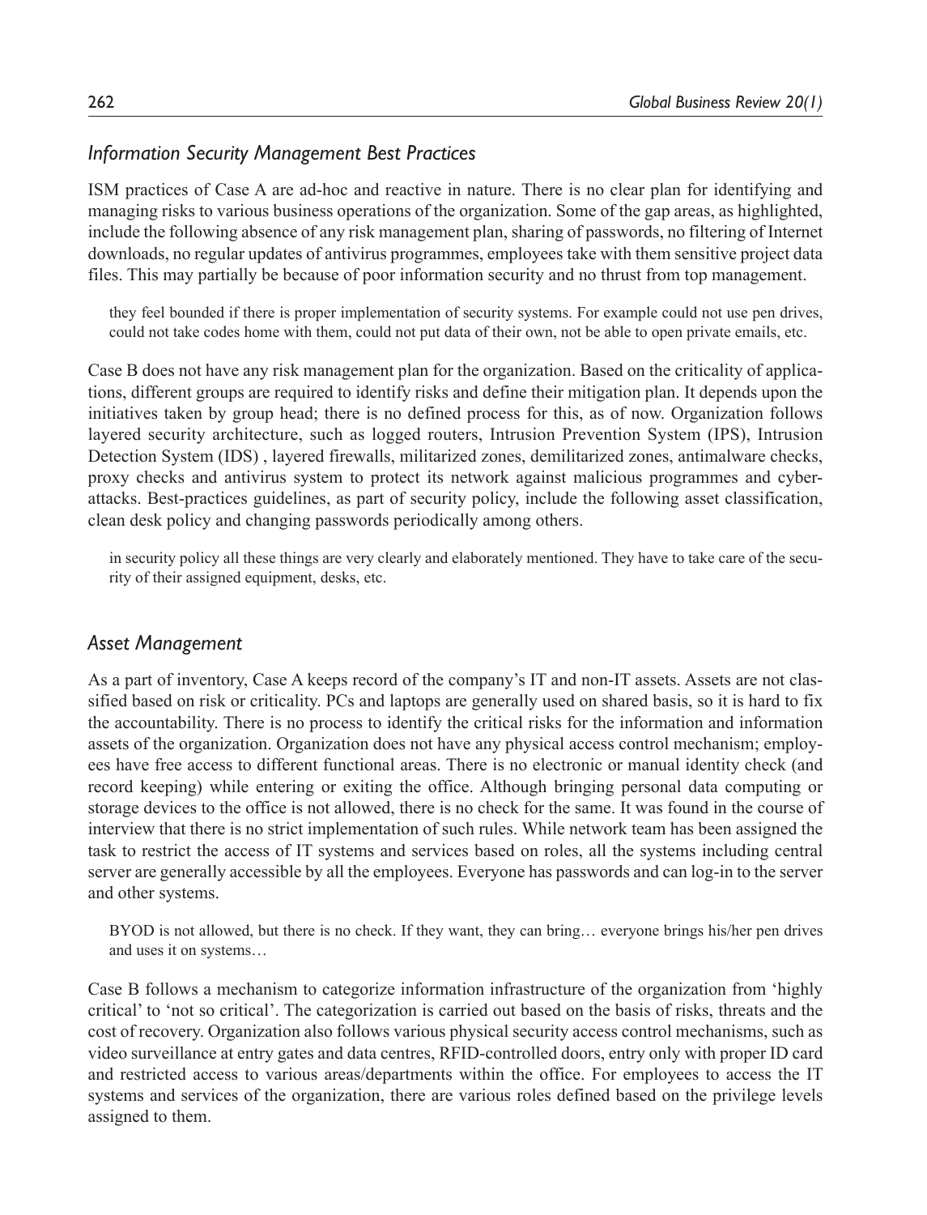### *Information Security Management Best Practices*

ISM practices of Case A are ad-hoc and reactive in nature. There is no clear plan for identifying and managing risks to various business operations of the organization. Some of the gap areas, as highlighted, include the following absence of any risk management plan, sharing of passwords, no filtering of Internet downloads, no regular updates of antivirus programmes, employees take with them sensitive project data files. This may partially be because of poor information security and no thrust from top management.

> they feel bounded if there is proper implementation of security systems. For example could not use pen drives, could not take codes home with them, could not put data of their own, not be able to open private emails, etc.

Case B does not have any risk management plan for the organization. Based on the criticality of applications, different groups are required to identify risks and define their mitigation plan. It depends upon the initiatives taken by group head; there is no defined process for this, as of now. Organization follows layered security architecture, such as logged routers, Intrusion Prevention System (IPS), Intrusion Detection System (IDS) , layered firewalls, militarized zones, demilitarized zones, antimalware checks, proxy checks and antivirus system to protect its network against malicious programmes and cyber-attacks. Best-practices guidelines, as part of security policy, include the following asset classification, clean desk policy and changing passwords periodically among others.

> in security policy all these things are very clearly and elaborately mentioned. They have to take care of the security of their assigned equipment, desks, etc.

### *Asset Management*

As a part of inventory, Case A keeps record of the company's IT and non-IT assets. Assets are not classified based on risk or criticality. PCs and laptops are generally used on shared basis, so it is hard to fix the accountability. There is no process to identify the critical risks for the information and information assets of the organization. Organization does not have any physical access control mechanism; employees have free access to different functional areas. There is no electronic or manual identity check (and record keeping) while entering or exiting the office. Although bringing personal data computing or storage devices to the office is not allowed, there is no check for the same. It was found in the course of interview that there is no strict implementation of such rules. While network team has been assigned the task to restrict the access of IT systems and services based on roles, all the systems including central server are generally accessible by all the employees. Everyone has passwords and can log-in to the server and other systems.

> BYOD is not allowed, but there is no check. If they want, they can bring… everyone brings his/her pen drives and uses it on systems…

Case B follows a mechanism to categorize information infrastructure of the organization from 'highly critical' to 'not so critical'. The categorization is carried out based on the basis of risks, threats and the cost of recovery. Organization also follows various physical security access control mechanisms, such as video surveillance at entry gates and data centres, RFID-controlled doors, entry only with proper ID card and restricted access to various areas/departments within the office. For employees to access the IT systems and services of the organization, there are various roles defined based on the privilege levels assigned to them.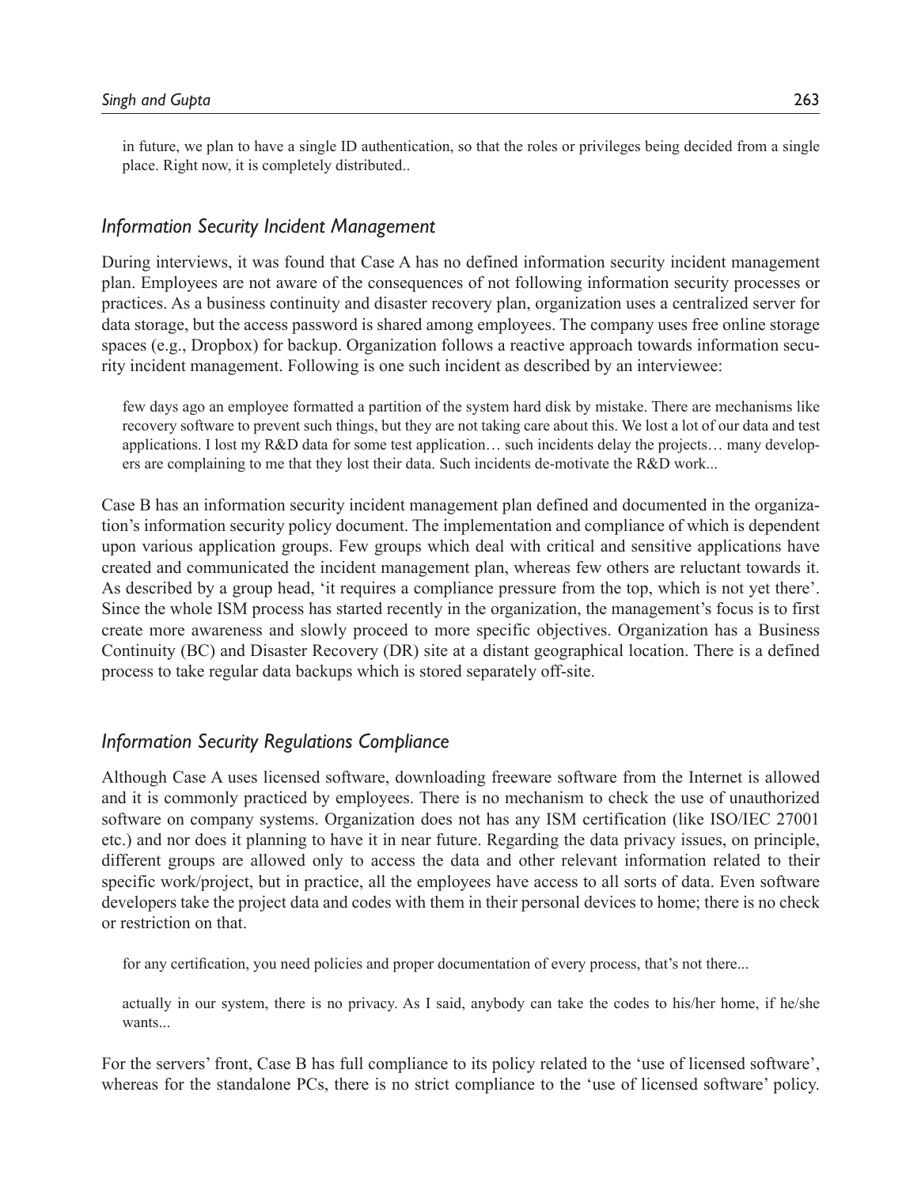> in future, we plan to have a single ID authentication, so that the roles or privileges being decided from a single place. Right now, it is completely distributed..

### *Information Security Incident Management*

During interviews, it was found that Case A has no defined information security incident management plan. Employees are not aware of the consequences of not following information security processes or practices. As a business continuity and disaster recovery plan, organization uses a centralized server for data storage, but the access password is shared among employees. The company uses free online storage spaces (e.g., Dropbox) for backup. Organization follows a reactive approach towards information security incident management. Following is one such incident as described by an interviewee:

> few days ago an employee formatted a partition of the system hard disk by mistake. There are mechanisms like recovery software to prevent such things, but they are not taking care about this. We lost a lot of our data and test applications. I lost my R&D data for some test application… such incidents delay the projects… many developers are complaining to me that they lost their data. Such incidents de-motivate the R&D work...

Case B has an information security incident management plan defined and documented in the organization's information security policy document. The implementation and compliance of which is dependent upon various application groups. Few groups which deal with critical and sensitive applications have created and communicated the incident management plan, whereas few others are reluctant towards it. As described by a group head, 'it requires a compliance pressure from the top, which is not yet there'. Since the whole ISM process has started recently in the organization, the management's focus is to first create more awareness and slowly proceed to more specific objectives. Organization has a Business Continuity (BC) and Disaster Recovery (DR) site at a distant geographical location. There is a defined process to take regular data backups which is stored separately off-site.

### *Information Security Regulations Compliance*

Although Case A uses licensed software, downloading freeware software from the Internet is allowed and it is commonly practiced by employees. There is no mechanism to check the use of unauthorized software on company systems. Organization does not has any ISM certification (like ISO/IEC 27001 etc.) and nor does it planning to have it in near future. Regarding the data privacy issues, on principle, different groups are allowed only to access the data and other relevant information related to their specific work/project, but in practice, all the employees have access to all sorts of data. Even software developers take the project data and codes with them in their personal devices to home; there is no check or restriction on that.

> for any certification, you need policies and proper documentation of every process, that's not there...

> actually in our system, there is no privacy. As I said, anybody can take the codes to his/her home, if he/she wants...

For the servers' front, Case B has full compliance to its policy related to the 'use of licensed software', whereas for the standalone PCs, there is no strict compliance to the 'use of licensed software' policy.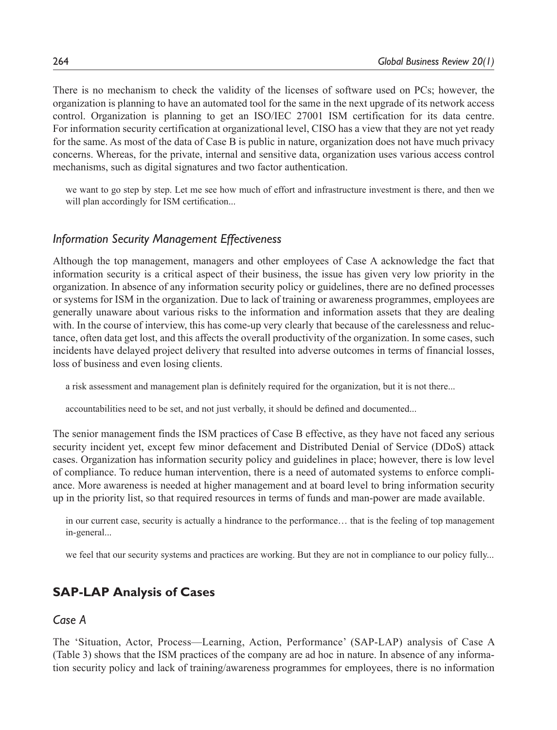There is no mechanism to check the validity of the licenses of software used on PCs; however, the organization is planning to have an automated tool for the same in the next upgrade of its network access control. Organization is planning to get an ISO/IEC 27001 ISM certification for its data centre. For information security certification at organizational level, CISO has a view that they are not yet ready for the same. As most of the data of Case B is public in nature, organization does not have much privacy concerns. Whereas, for the private, internal and sensitive data, organization uses various access control mechanisms, such as digital signatures and two factor authentication.

> we want to go step by step. Let me see how much of effort and infrastructure investment is there, and then we will plan accordingly for ISM certification...

### *Information Security Management Effectiveness*

Although the top management, managers and other employees of Case A acknowledge the fact that information security is a critical aspect of their business, the issue has given very low priority in the organization. In absence of any information security policy or guidelines, there are no defined processes or systems for ISM in the organization. Due to lack of training or awareness programmes, employees are generally unaware about various risks to the information and information assets that they are dealing with. In the course of interview, this has come-up very clearly that because of the carelessness and reluctance, often data get lost, and this affects the overall productivity of the organization. In some cases, such incidents have delayed project delivery that resulted into adverse outcomes in terms of financial losses, loss of business and even losing clients.

> a risk assessment and management plan is definitely required for the organization, but it is not there...

> accountabilities need to be set, and not just verbally, it should be defined and documented...

The senior management finds the ISM practices of Case B effective, as they have not faced any serious security incident yet, except few minor defacement and Distributed Denial of Service (DDoS) attack cases. Organization has information security policy and guidelines in place; however, there is low level of compliance. To reduce human intervention, there is a need of automated systems to enforce compliance. More awareness is needed at higher management and at board level to bring information security up in the priority list, so that required resources in terms of funds and man-power are made available.

> in our current case, security is actually a hindrance to the performance… that is the feeling of top management in-general...

> we feel that our security systems and practices are working. But they are not in compliance to our policy fully...

## SAP-LAP Analysis of Cases

### *Case A*

The 'Situation, Actor, Process—Learning, Action, Performance' (SAP-LAP) analysis of Case A (Table 3) shows that the ISM practices of the company are ad hoc in nature. In absence of any information security policy and lack of training/awareness programmes for employees, there is no information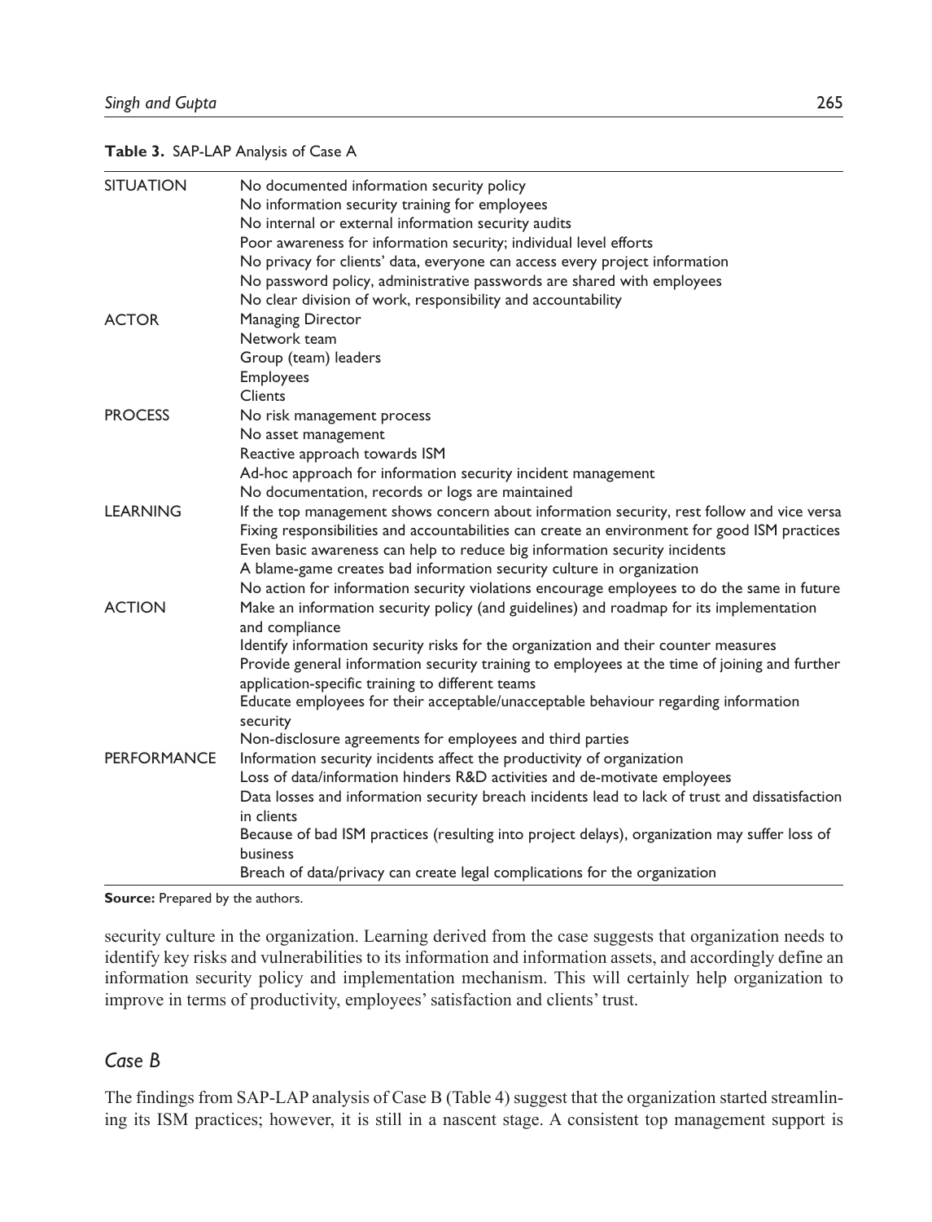**Table 3.** SAP-LAP Analysis of Case A

| | |
|---|---|
| SITUATION | No documented information security policy<br>No information security training for employees<br>No internal or external information security audits<br>Poor awareness for information security; individual level efforts<br>No privacy for clients' data, everyone can access every project information<br>No password policy, administrative passwords are shared with employees<br>No clear division of work, responsibility and accountability |
| ACTOR | Managing Director<br>Network team<br>Group (team) leaders<br>Employees<br>Clients |
| PROCESS | No risk management process<br>No asset management<br>Reactive approach towards ISM<br>Ad-hoc approach for information security incident management<br>No documentation, records or logs are maintained |
| LEARNING | If the top management shows concern about information security, rest follow and vice versa<br>Fixing responsibilities and accountabilities can create an environment for good ISM practices<br>Even basic awareness can help to reduce big information security incidents<br>A blame-game creates bad information security culture in organization<br>No action for information security violations encourage employees to do the same in future |
| ACTION | Make an information security policy (and guidelines) and roadmap for its implementation and compliance<br>Identify information security risks for the organization and their counter measures<br>Provide general information security training to employees at the time of joining and further application-specific training to different teams<br>Educate employees for their acceptable/unacceptable behaviour regarding information security<br>Non-disclosure agreements for employees and third parties |
| PERFORMANCE | Information security incidents affect the productivity of organization<br>Loss of data/information hinders R&D activities and de-motivate employees<br>Data losses and information security breach incidents lead to lack of trust and dissatisfaction in clients<br>Because of bad ISM practices (resulting into project delays), organization may suffer loss of business<br>Breach of data/privacy can create legal complications for the organization |

**Source:** Prepared by the authors.

security culture in the organization. Learning derived from the case suggests that organization needs to identify key risks and vulnerabilities to its information and information assets, and accordingly define an information security policy and implementation mechanism. This will certainly help organization to improve in terms of productivity, employees' satisfaction and clients' trust.

## *Case B*

The findings from SAP-LAP analysis of Case B (Table 4) suggest that the organization started streamlining its ISM practices; however, it is still in a nascent stage. A consistent top management support is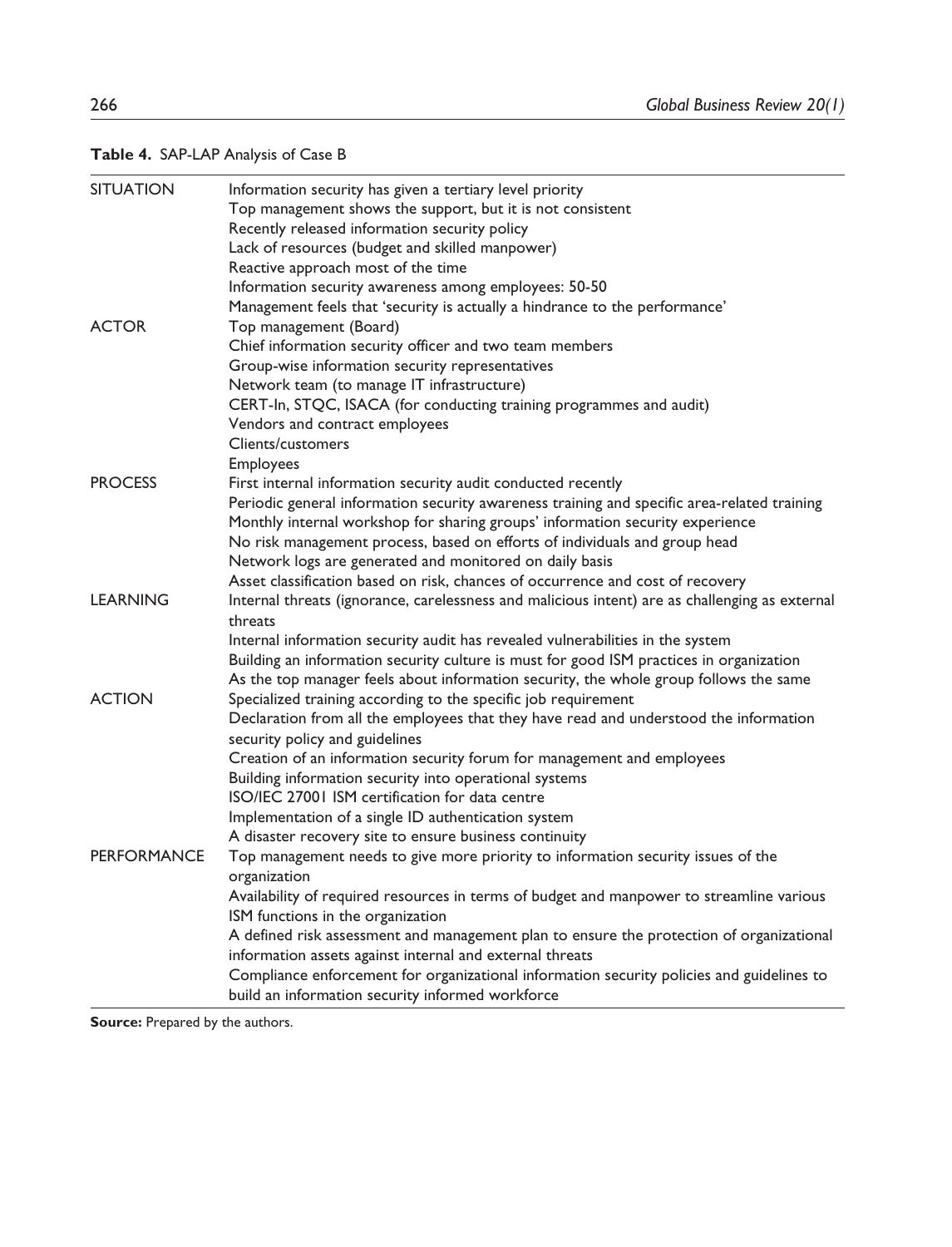**Table 4.** SAP-LAP Analysis of Case B

| | |
|---|---|
| SITUATION | Information security has given a tertiary level priority<br>Top management shows the support, but it is not consistent<br>Recently released information security policy<br>Lack of resources (budget and skilled manpower)<br>Reactive approach most of the time<br>Information security awareness among employees: 50-50<br>Management feels that 'security is actually a hindrance to the performance' |
| ACTOR | Top management (Board)<br>Chief information security officer and two team members<br>Group-wise information security representatives<br>Network team (to manage IT infrastructure)<br>CERT-In, STQC, ISACA (for conducting training programmes and audit)<br>Vendors and contract employees<br>Clients/customers<br>Employees |
| PROCESS | First internal information security audit conducted recently<br>Periodic general information security awareness training and specific area-related training<br>Monthly internal workshop for sharing groups' information security experience<br>No risk management process, based on efforts of individuals and group head<br>Network logs are generated and monitored on daily basis<br>Asset classification based on risk, chances of occurrence and cost of recovery |
| LEARNING | Internal threats (ignorance, carelessness and malicious intent) are as challenging as external threats<br>Internal information security audit has revealed vulnerabilities in the system<br>Building an information security culture is must for good ISM practices in organization<br>As the top manager feels about information security, the whole group follows the same |
| ACTION | Specialized training according to the specific job requirement<br>Declaration from all the employees that they have read and understood the information security policy and guidelines<br>Creation of an information security forum for management and employees<br>Building information security into operational systems<br>ISO/IEC 27001 ISM certification for data centre<br>Implementation of a single ID authentication system<br>A disaster recovery site to ensure business continuity |
| PERFORMANCE | Top management needs to give more priority to information security issues of the organization<br>Availability of required resources in terms of budget and manpower to streamline various ISM functions in the organization<br>A defined risk assessment and management plan to ensure the protection of organizational information assets against internal and external threats<br>Compliance enforcement for organizational information security policies and guidelines to build an information security informed workforce |

**Source:** Prepared by the authors.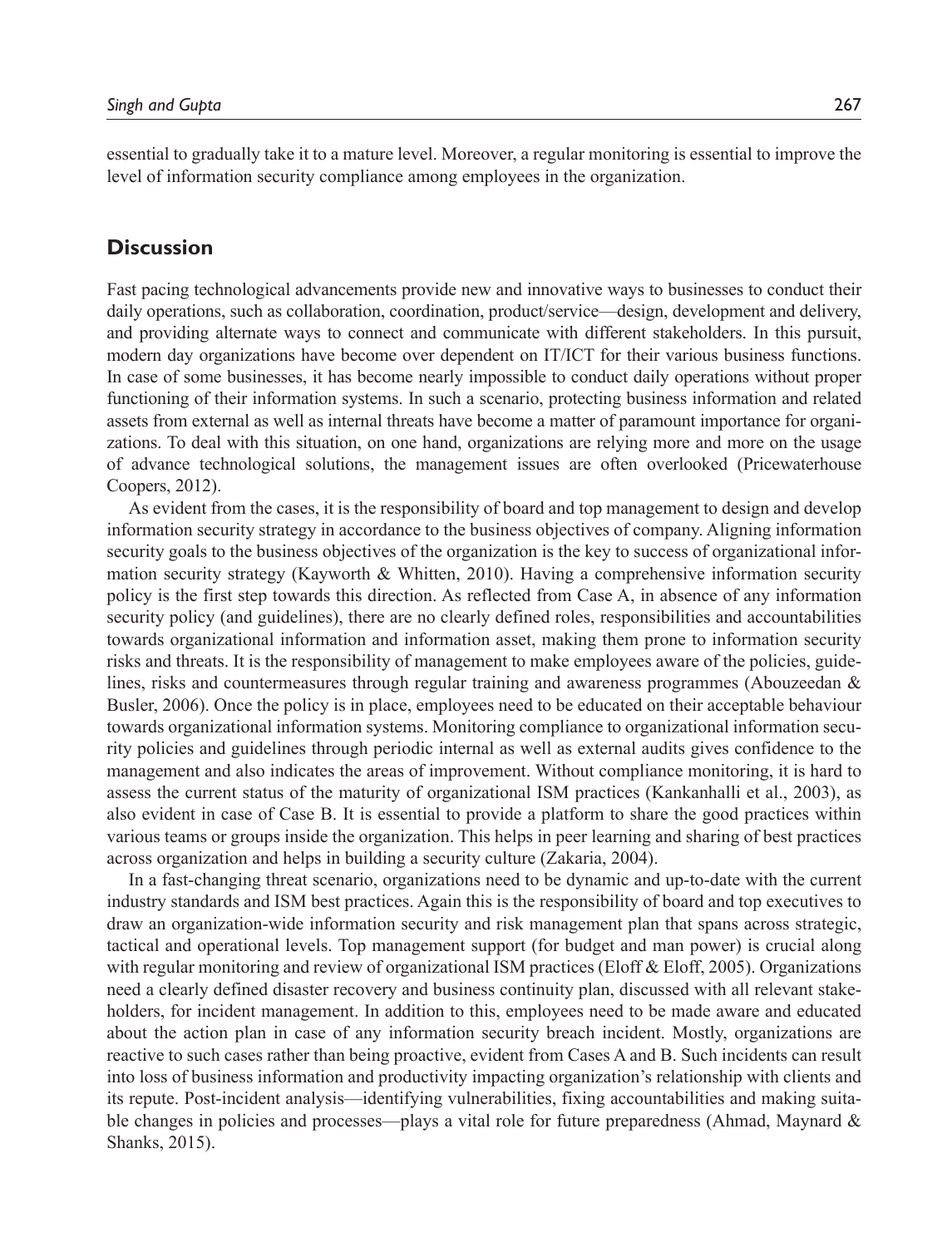essential to gradually take it to a mature level. Moreover, a regular monitoring is essential to improve the level of information security compliance among employees in the organization.

## Discussion

Fast pacing technological advancements provide new and innovative ways to businesses to conduct their daily operations, such as collaboration, coordination, product/service—design, development and delivery, and providing alternate ways to connect and communicate with different stakeholders. In this pursuit, modern day organizations have become over dependent on IT/ICT for their various business functions. In case of some businesses, it has become nearly impossible to conduct daily operations without proper functioning of their information systems. In such a scenario, protecting business information and related assets from external as well as internal threats have become a matter of paramount importance for organizations. To deal with this situation, on one hand, organizations are relying more and more on the usage of advance technological solutions, the management issues are often overlooked (Pricewaterhouse Coopers, 2012).

As evident from the cases, it is the responsibility of board and top management to design and develop information security strategy in accordance to the business objectives of company. Aligning information security goals to the business objectives of the organization is the key to success of organizational information security strategy (Kayworth & Whitten, 2010). Having a comprehensive information security policy is the first step towards this direction. As reflected from Case A, in absence of any information security policy (and guidelines), there are no clearly defined roles, responsibilities and accountabilities towards organizational information and information asset, making them prone to information security risks and threats. It is the responsibility of management to make employees aware of the policies, guidelines, risks and countermeasures through regular training and awareness programmes (Abouzeedan & Busler, 2006). Once the policy is in place, employees need to be educated on their acceptable behaviour towards organizational information systems. Monitoring compliance to organizational information security policies and guidelines through periodic internal as well as external audits gives confidence to the management and also indicates the areas of improvement. Without compliance monitoring, it is hard to assess the current status of the maturity of organizational ISM practices (Kankanhalli et al., 2003), as also evident in case of Case B. It is essential to provide a platform to share the good practices within various teams or groups inside the organization. This helps in peer learning and sharing of best practices across organization and helps in building a security culture (Zakaria, 2004).

In a fast-changing threat scenario, organizations need to be dynamic and up-to-date with the current industry standards and ISM best practices. Again this is the responsibility of board and top executives to draw an organization-wide information security and risk management plan that spans across strategic, tactical and operational levels. Top management support (for budget and man power) is crucial along with regular monitoring and review of organizational ISM practices (Eloff & Eloff, 2005). Organizations need a clearly defined disaster recovery and business continuity plan, discussed with all relevant stakeholders, for incident management. In addition to this, employees need to be made aware and educated about the action plan in case of any information security breach incident. Mostly, organizations are reactive to such cases rather than being proactive, evident from Cases A and B. Such incidents can result into loss of business information and productivity impacting organization's relationship with clients and its repute. Post-incident analysis—identifying vulnerabilities, fixing accountabilities and making suitable changes in policies and processes—plays a vital role for future preparedness (Ahmad, Maynard & Shanks, 2015).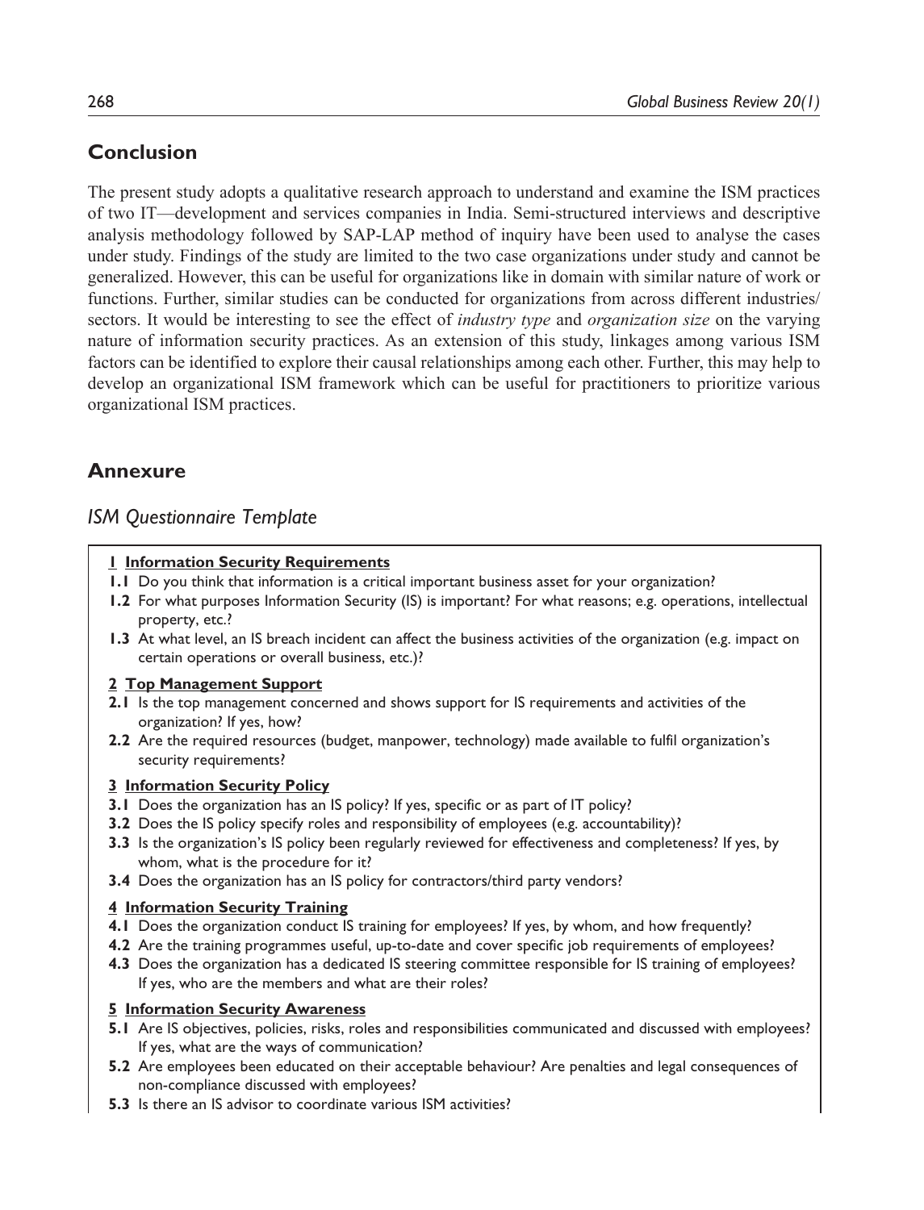## Conclusion

The present study adopts a qualitative research approach to understand and examine the ISM practices of two IT—development and services companies in India. Semi-structured interviews and descriptive analysis methodology followed by SAP-LAP method of inquiry have been used to analyse the cases under study. Findings of the study are limited to the two case organizations under study and cannot be generalized. However, this can be useful for organizations like in domain with similar nature of work or functions. Further, similar studies can be conducted for organizations from across different industries/ sectors. It would be interesting to see the effect of *industry type* and *organization size* on the varying nature of information security practices. As an extension of this study, linkages among various ISM factors can be identified to explore their causal relationships among each other. Further, this may help to develop an organizational ISM framework which can be useful for practitioners to prioritize various organizational ISM practices.

## Annexure

### *ISM Questionnaire Template*

**1 Information Security Requirements**

**1.1** Do you think that information is a critical important business asset for your organization?

**1.2** For what purposes Information Security (IS) is important? For what reasons; e.g. operations, intellectual property, etc.?

**1.3** At what level, an IS breach incident can affect the business activities of the organization (e.g. impact on certain operations or overall business, etc.)?

**2 Top Management Support**

**2.1** Is the top management concerned and shows support for IS requirements and activities of the organization? If yes, how?

**2.2** Are the required resources (budget, manpower, technology) made available to fulfil organization's security requirements?

**3 Information Security Policy**

**3.1** Does the organization has an IS policy? If yes, specific or as part of IT policy?

**3.2** Does the IS policy specify roles and responsibility of employees (e.g. accountability)?

**3.3** Is the organization's IS policy been regularly reviewed for effectiveness and completeness? If yes, by whom, what is the procedure for it?

**3.4** Does the organization has an IS policy for contractors/third party vendors?

**4 Information Security Training**

**4.1** Does the organization conduct IS training for employees? If yes, by whom, and how frequently?

**4.2** Are the training programmes useful, up-to-date and cover specific job requirements of employees?

**4.3** Does the organization has a dedicated IS steering committee responsible for IS training of employees? If yes, who are the members and what are their roles?

**5 Information Security Awareness**

**5.1** Are IS objectives, policies, risks, roles and responsibilities communicated and discussed with employees? If yes, what are the ways of communication?

**5.2** Are employees been educated on their acceptable behaviour? Are penalties and legal consequences of non-compliance discussed with employees?

**5.3** Is there an IS advisor to coordinate various ISM activities?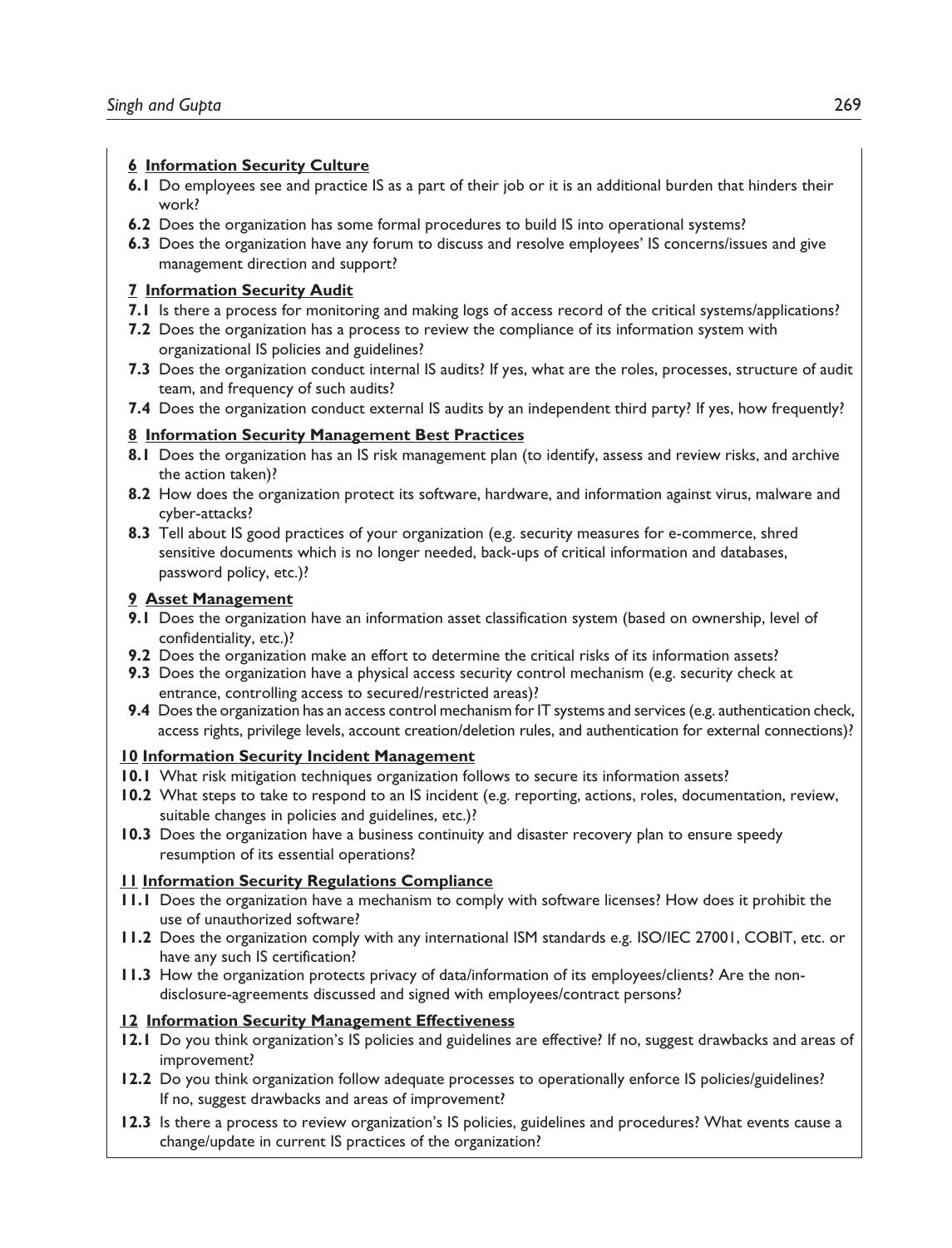**6 Information Security Culture**

**6.1** Do employees see and practice IS as a part of their job or it is an additional burden that hinders their work?

**6.2** Does the organization has some formal procedures to build IS into operational systems?

**6.3** Does the organization have any forum to discuss and resolve employees' IS concerns/issues and give management direction and support?

**7 Information Security Audit**

**7.1** Is there a process for monitoring and making logs of access record of the critical systems/applications?

**7.2** Does the organization has a process to review the compliance of its information system with organizational IS policies and guidelines?

**7.3** Does the organization conduct internal IS audits? If yes, what are the roles, processes, structure of audit team, and frequency of such audits?

**7.4** Does the organization conduct external IS audits by an independent third party? If yes, how frequently?

**8 Information Security Management Best Practices**

**8.1** Does the organization has an IS risk management plan (to identify, assess and review risks, and archive the action taken)?

**8.2** How does the organization protect its software, hardware, and information against virus, malware and cyber-attacks?

**8.3** Tell about IS good practices of your organization (e.g. security measures for e-commerce, shred sensitive documents which is no longer needed, back-ups of critical information and databases, password policy, etc.)?

**9 Asset Management**

**9.1** Does the organization have an information asset classification system (based on ownership, level of confidentiality, etc.)?

**9.2** Does the organization make an effort to determine the critical risks of its information assets?

**9.3** Does the organization have a physical access security control mechanism (e.g. security check at entrance, controlling access to secured/restricted areas)?

**9.4** Does the organization has an access control mechanism for IT systems and services (e.g. authentication check, access rights, privilege levels, account creation/deletion rules, and authentication for external connections)?

**10 Information Security Incident Management**

**10.1** What risk mitigation techniques organization follows to secure its information assets?

**10.2** What steps to take to respond to an IS incident (e.g. reporting, actions, roles, documentation, review, suitable changes in policies and guidelines, etc.)?

**10.3** Does the organization have a business continuity and disaster recovery plan to ensure speedy resumption of its essential operations?

**11 Information Security Regulations Compliance**

**11.1** Does the organization have a mechanism to comply with software licenses? How does it prohibit the use of unauthorized software?

**11.2** Does the organization comply with any international ISM standards e.g. ISO/IEC 27001, COBIT, etc. or have any such IS certification?

**11.3** How the organization protects privacy of data/information of its employees/clients? Are the non-disclosure-agreements discussed and signed with employees/contract persons?

**12 Information Security Management Effectiveness**

**12.1** Do you think organization's IS policies and guidelines are effective? If no, suggest drawbacks and areas of improvement?

**12.2** Do you think organization follow adequate processes to operationally enforce IS policies/guidelines? If no, suggest drawbacks and areas of improvement?

**12.3** Is there a process to review organization's IS policies, guidelines and procedures? What events cause a change/update in current IS practices of the organization?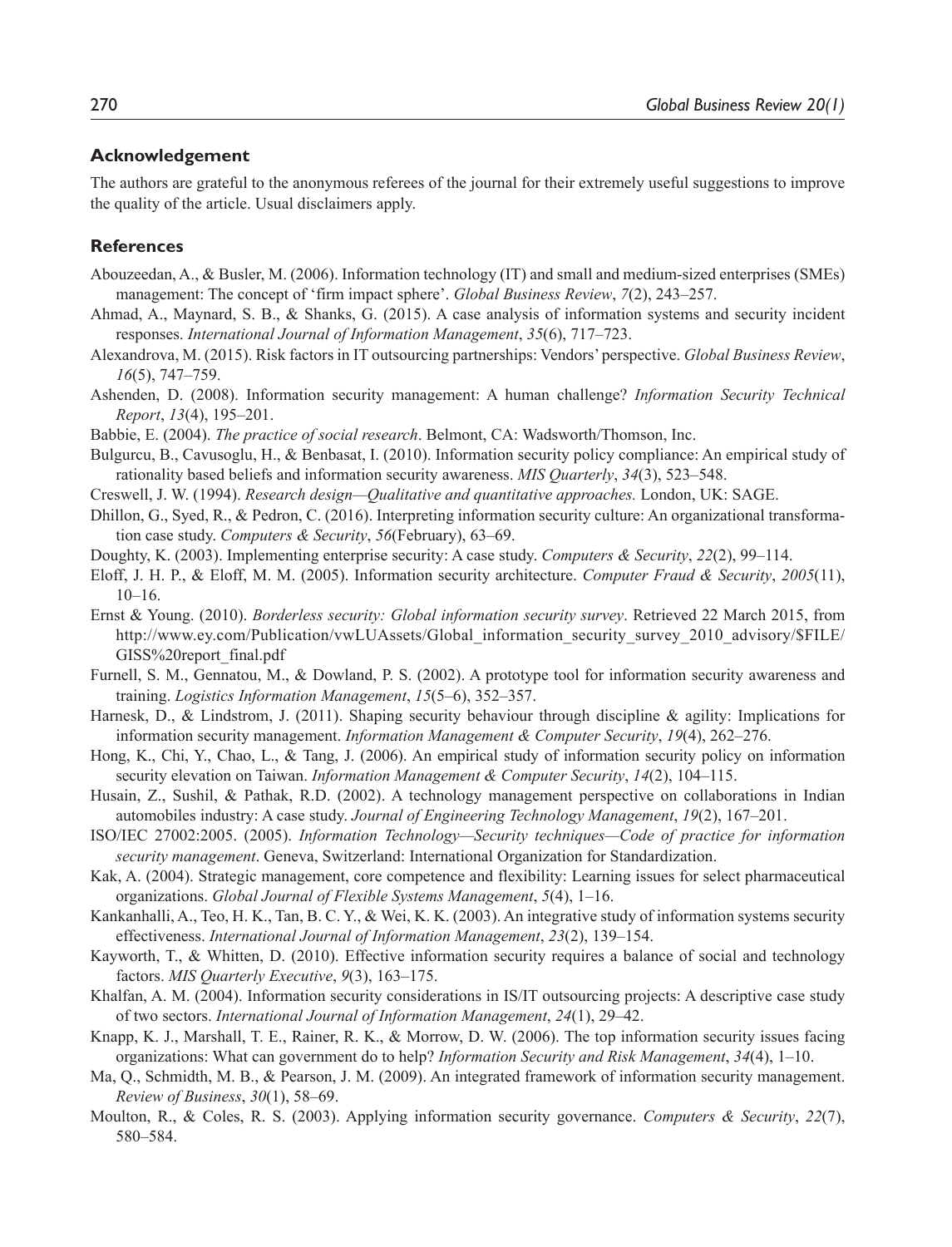## Acknowledgement

The authors are grateful to the anonymous referees of the journal for their extremely useful suggestions to improve the quality of the article. Usual disclaimers apply.

## References

Abouzeedan, A., & Busler, M. (2006). Information technology (IT) and small and medium-sized enterprises (SMEs) management: The concept of 'firm impact sphere'. *Global Business Review*, *7*(2), 243–257.

Ahmad, A., Maynard, S. B., & Shanks, G. (2015). A case analysis of information systems and security incident responses. *International Journal of Information Management*, *35*(6), 717–723.

Alexandrova, M. (2015). Risk factors in IT outsourcing partnerships: Vendors' perspective. *Global Business Review*, *16*(5), 747–759.

Ashenden, D. (2008). Information security management: A human challenge? *Information Security Technical Report*, *13*(4), 195–201.

Babbie, E. (2004). *The practice of social research*. Belmont, CA: Wadsworth/Thomson, Inc.

Bulgurcu, B., Cavusoglu, H., & Benbasat, I. (2010). Information security policy compliance: An empirical study of rationality based beliefs and information security awareness. *MIS Quarterly*, *34*(3), 523–548.

Creswell, J. W. (1994). *Research design—Qualitative and quantitative approaches.* London, UK: SAGE.

Dhillon, G., Syed, R., & Pedron, C. (2016). Interpreting information security culture: An organizational transformation case study. *Computers & Security*, *56*(February), 63–69.

Doughty, K. (2003). Implementing enterprise security: A case study. *Computers & Security*, *22*(2), 99–114.

Eloff, J. H. P., & Eloff, M. M. (2005). Information security architecture. *Computer Fraud & Security*, *2005*(11), 10–16.

Ernst & Young. (2010). *Borderless security: Global information security survey*. Retrieved 22 March 2015, from http://www.ey.com/Publication/vwLUAssets/Global_information_security_survey_2010_advisory/$FILE/GISS%20report_final.pdf

Furnell, S. M., Gennatou, M., & Dowland, P. S. (2002). A prototype tool for information security awareness and training. *Logistics Information Management*, *15*(5–6), 352–357.

Harnesk, D., & Lindstrom, J. (2011). Shaping security behaviour through discipline & agility: Implications for information security management. *Information Management & Computer Security*, *19*(4), 262–276.

Hong, K., Chi, Y., Chao, L., & Tang, J. (2006). An empirical study of information security policy on information security elevation on Taiwan. *Information Management & Computer Security*, *14*(2), 104–115.

Husain, Z., Sushil, & Pathak, R.D. (2002). A technology management perspective on collaborations in Indian automobiles industry: A case study. *Journal of Engineering Technology Management*, *19*(2), 167–201.

ISO/IEC 27002:2005. (2005). *Information Technology—Security techniques—Code of practice for information security management*. Geneva, Switzerland: International Organization for Standardization.

Kak, A. (2004). Strategic management, core competence and flexibility: Learning issues for select pharmaceutical organizations. *Global Journal of Flexible Systems Management*, *5*(4), 1–16.

Kankanhalli, A., Teo, H. K., Tan, B. C. Y., & Wei, K. K. (2003). An integrative study of information systems security effectiveness. *International Journal of Information Management*, *23*(2), 139–154.

Kayworth, T., & Whitten, D. (2010). Effective information security requires a balance of social and technology factors. *MIS Quarterly Executive*, *9*(3), 163–175.

Khalfan, A. M. (2004). Information security considerations in IS/IT outsourcing projects: A descriptive case study of two sectors. *International Journal of Information Management*, *24*(1), 29–42.

Knapp, K. J., Marshall, T. E., Rainer, R. K., & Morrow, D. W. (2006). The top information security issues facing organizations: What can government do to help? *Information Security and Risk Management*, *34*(4), 1–10.

Ma, Q., Schmidth, M. B., & Pearson, J. M. (2009). An integrated framework of information security management. *Review of Business*, *30*(1), 58–69.

Moulton, R., & Coles, R. S. (2003). Applying information security governance. *Computers & Security*, *22*(7), 580–584.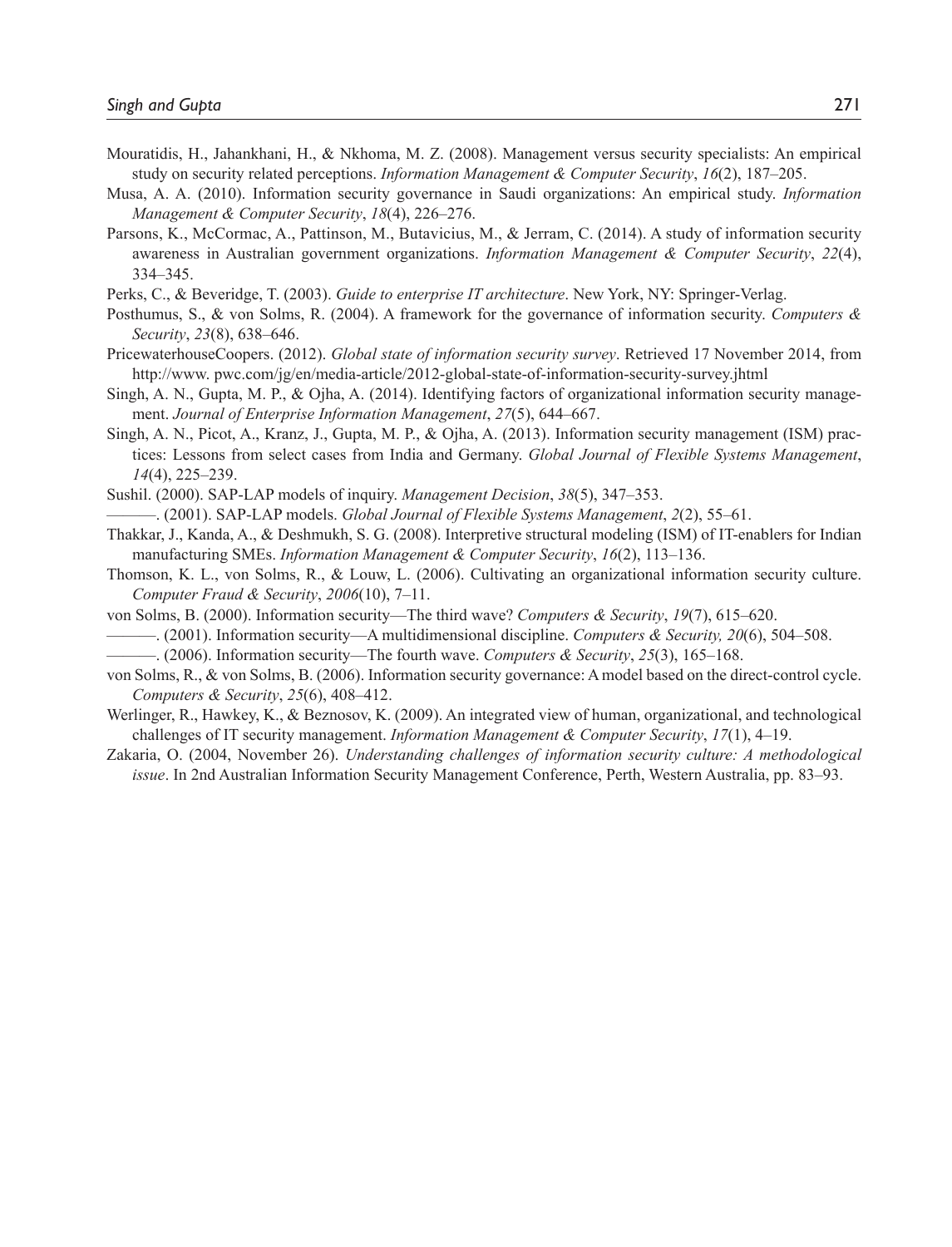Mouratidis, H., Jahankhani, H., & Nkhoma, M. Z. (2008). Management versus security specialists: An empirical study on security related perceptions. *Information Management & Computer Security*, *16*(2), 187–205.

Musa, A. A. (2010). Information security governance in Saudi organizations: An empirical study. *Information Management & Computer Security*, *18*(4), 226–276.

Parsons, K., McCormac, A., Pattinson, M., Butavicius, M., & Jerram, C. (2014). A study of information security awareness in Australian government organizations. *Information Management & Computer Security*, *22*(4), 334–345.

Perks, C., & Beveridge, T. (2003). *Guide to enterprise IT architecture*. New York, NY: Springer-Verlag.

Posthumus, S., & von Solms, R. (2004). A framework for the governance of information security. *Computers & Security*, *23*(8), 638–646.

PricewaterhouseCoopers. (2012). *Global state of information security survey*. Retrieved 17 November 2014, from http://www. pwc.com/jg/en/media-article/2012-global-state-of-information-security-survey.jhtml

Singh, A. N., Gupta, M. P., & Ojha, A. (2014). Identifying factors of organizational information security management. *Journal of Enterprise Information Management*, *27*(5), 644–667.

Singh, A. N., Picot, A., Kranz, J., Gupta, M. P., & Ojha, A. (2013). Information security management (ISM) practices: Lessons from select cases from India and Germany. *Global Journal of Flexible Systems Management*, *14*(4), 225–239.

Sushil. (2000). SAP-LAP models of inquiry. *Management Decision*, *38*(5), 347–353.

———. (2001). SAP-LAP models. *Global Journal of Flexible Systems Management*, *2*(2), 55–61.

Thakkar, J., Kanda, A., & Deshmukh, S. G. (2008). Interpretive structural modeling (ISM) of IT-enablers for Indian manufacturing SMEs. *Information Management & Computer Security*, *16*(2), 113–136.

Thomson, K. L., von Solms, R., & Louw, L. (2006). Cultivating an organizational information security culture. *Computer Fraud & Security*, *2006*(10), 7–11.

von Solms, B. (2000). Information security—The third wave? *Computers & Security*, *19*(7), 615–620.

———. (2001). Information security—A multidimensional discipline. *Computers & Security, 20*(6), 504–508.

———. (2006). Information security—The fourth wave. *Computers & Security*, *25*(3), 165–168.

von Solms, R., & von Solms, B. (2006). Information security governance: A model based on the direct-control cycle. *Computers & Security*, *25*(6), 408–412.

Werlinger, R., Hawkey, K., & Beznosov, K. (2009). An integrated view of human, organizational, and technological challenges of IT security management. *Information Management & Computer Security*, *17*(1), 4–19.

Zakaria, O. (2004, November 26). *Understanding challenges of information security culture: A methodological issue*. In 2nd Australian Information Security Management Conference, Perth, Western Australia, pp. 83–93.